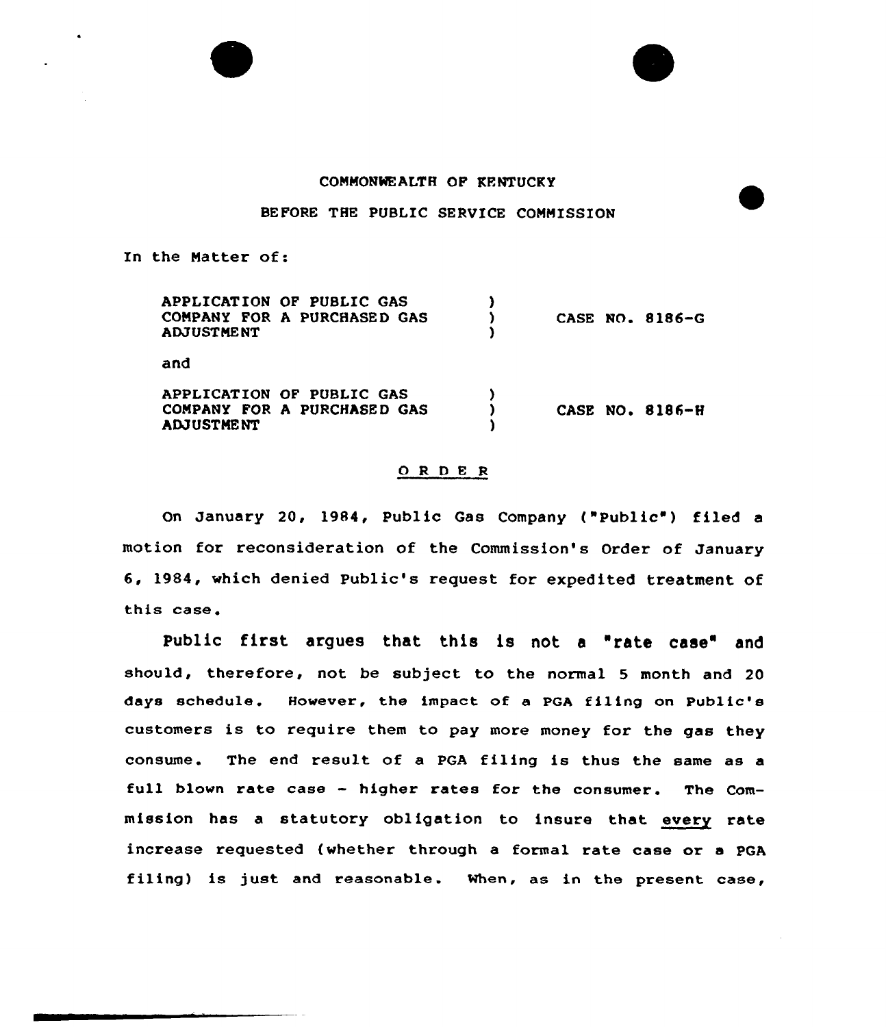COMMONWEALTH OF KENTUCKY

BEFORE THE PUBLIC SERVICE COMMISSION

In the Matter of:

| | | |
|---|---|---|
| APPLICATION OF PUBLIC GAS COMPANY FOR A PURCHASED GAS ADJUSTMENT | ) | CASE NO. 8186-G |

and

| | | |
|---|---|---|
| APPLICATION OF PUBLIC GAS COMPANY FOR A PURCHASED GAS ADJUSTMENT | ) | CASE NO. 8186-H |

## O R D E R

On January 20, 1984, Public Gas Company ("Public") filed a motion for reconsideration of the Commission's Order of January 6, 1984, which denied Public's request for expedited treatment of this case.

Public first argues that this is not a "rate case" and should, therefore, not be subject to the normal 5 month and 20 days schedule. However, the impact of a PGA filing on Public's customers is to require them to pay more money for the gas they consume. The end result of a PGA filing is thus the same as a full blown rate case - higher rates for the consumer. The Commission has a statutory obligation to insure that every rate increase requested (whether through a formal rate case or a PGA filing) is just and reasonable. When, as in the present case,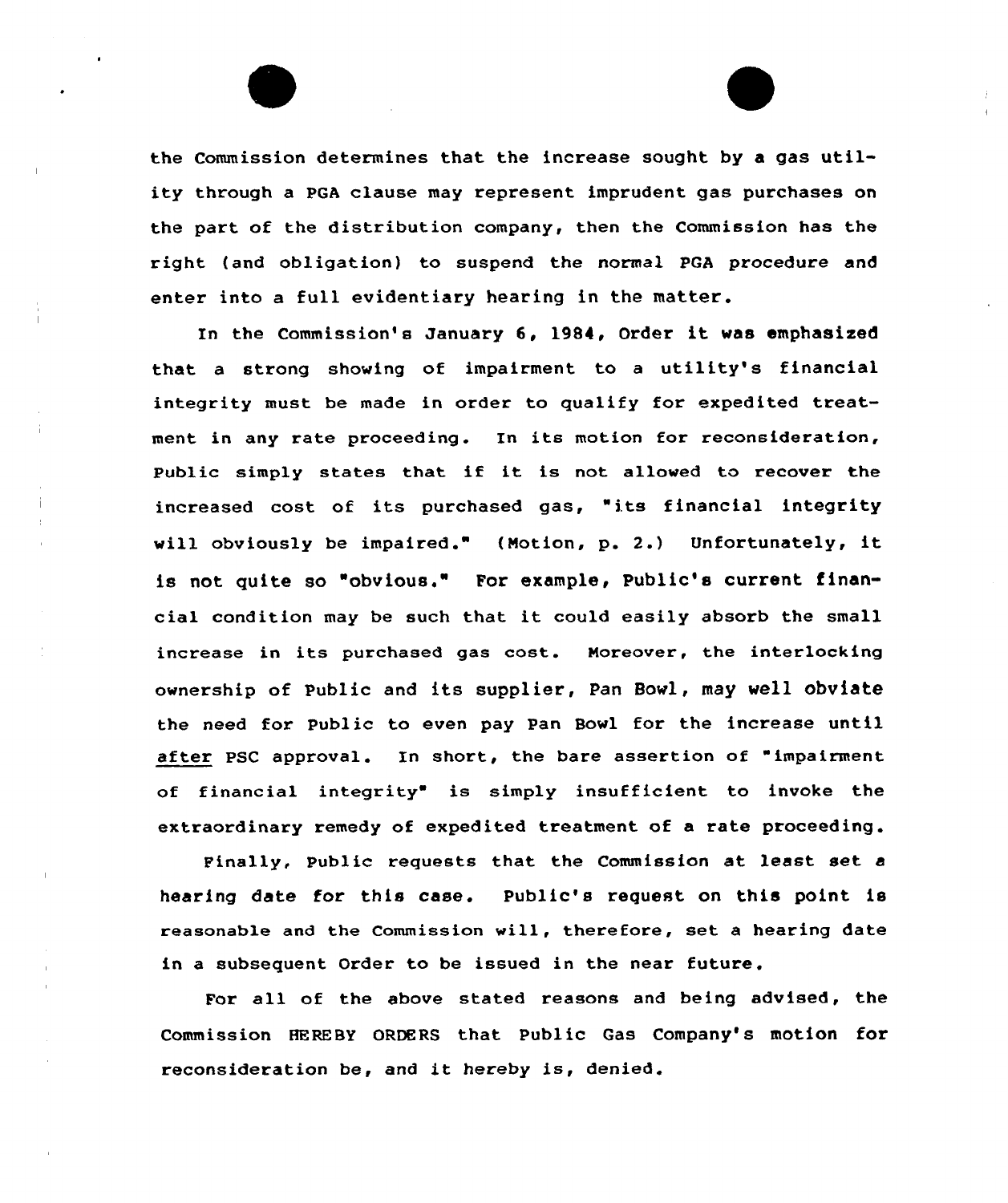the Commission determines that the increase sought by a gas utility through a PGA clause may represent imprudent gas purchases on the part of the distribution company, then the Commission has the right (and obligation) to suspend the normal PGA procedure and enter into a full evidentiary hearing in the matter.

In the Commission's January 6, 1984, Order it was emphasized that a strong showing of impairment to a utility's financial integrity must be made in order to qualify for expedited treatment in any rate proceeding. In its motion for reconsideration, Public simply states that if it is not allowed to recover the increased cost of its purchased gas, "its financial integrity will obviously be impaired." (Motion, p. 2.) Unfortunately, it is not quite so "obvious." For example, Public's current financial condition may be such that it could easily absorb the small increase in its purchased gas cost. Moreover, the interlocking ownership of Public and its supplier, Pan Bowl, may well obviate the need for Public to even pay Pan Bowl for the increase until after PSC approval. In short, the bare assertion of "impairment of financial integrity" is simply insufficient to invoke the extraordinary remedy of expedited treatment of a rate proceeding.

Finally, Public requests that the Commission at least set a hearing date for this case. Public's request on this point is reasonable and the Commission will, therefore, set a hearing date in a subsequent Order to be issued in the near future.

For all of the above stated reasons and being advised, the Commission HEREBY ORDERS that Public Gas Company's motion for reconsideration be, and it hereby is, denied.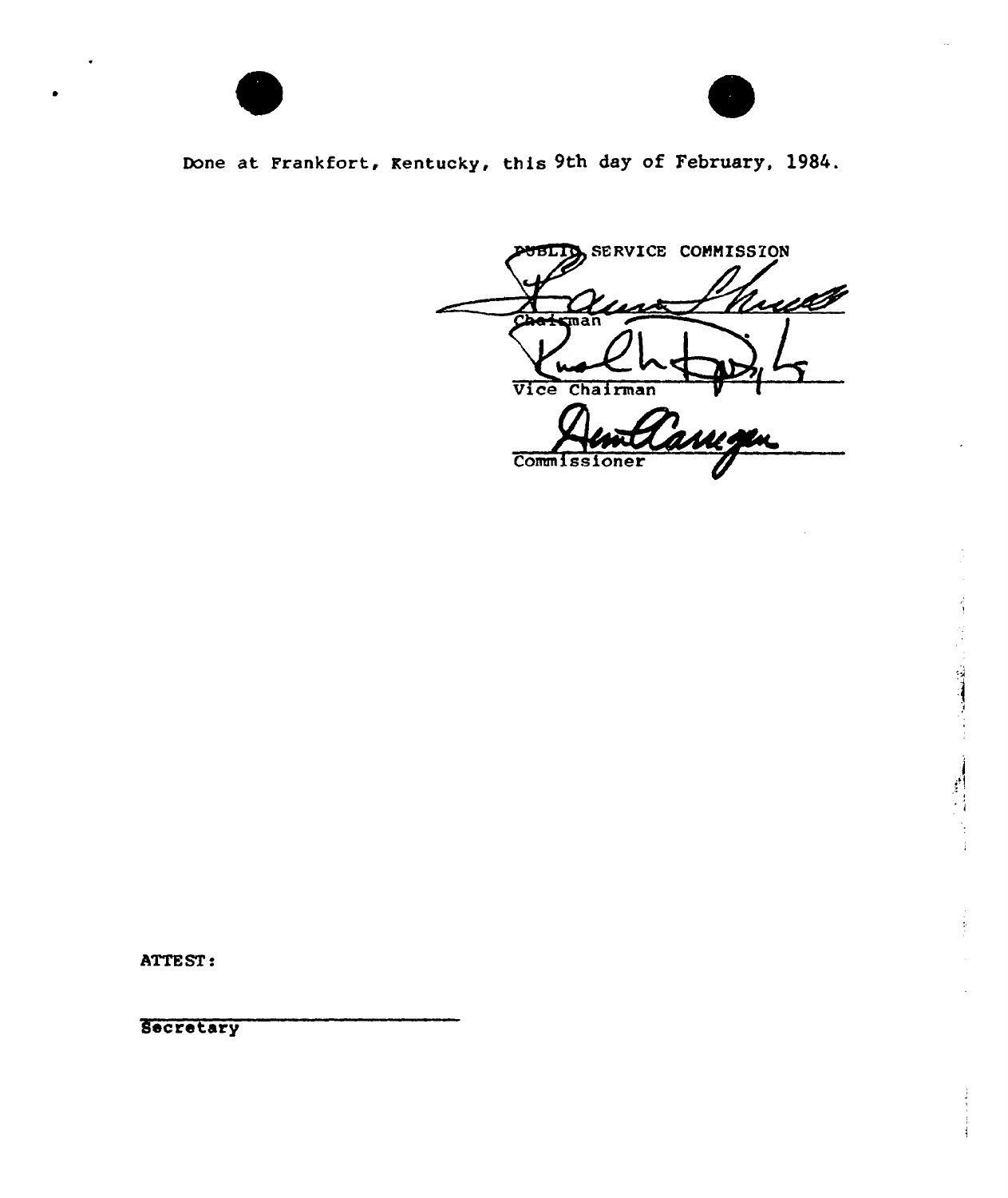Done at Frankfort, Kentucky, this 9th day of February, 1984.

PUBLIC SERVICE COMMISSION

Chairman

Vice Chairman

Commissioner

ATTEST:

Secretary